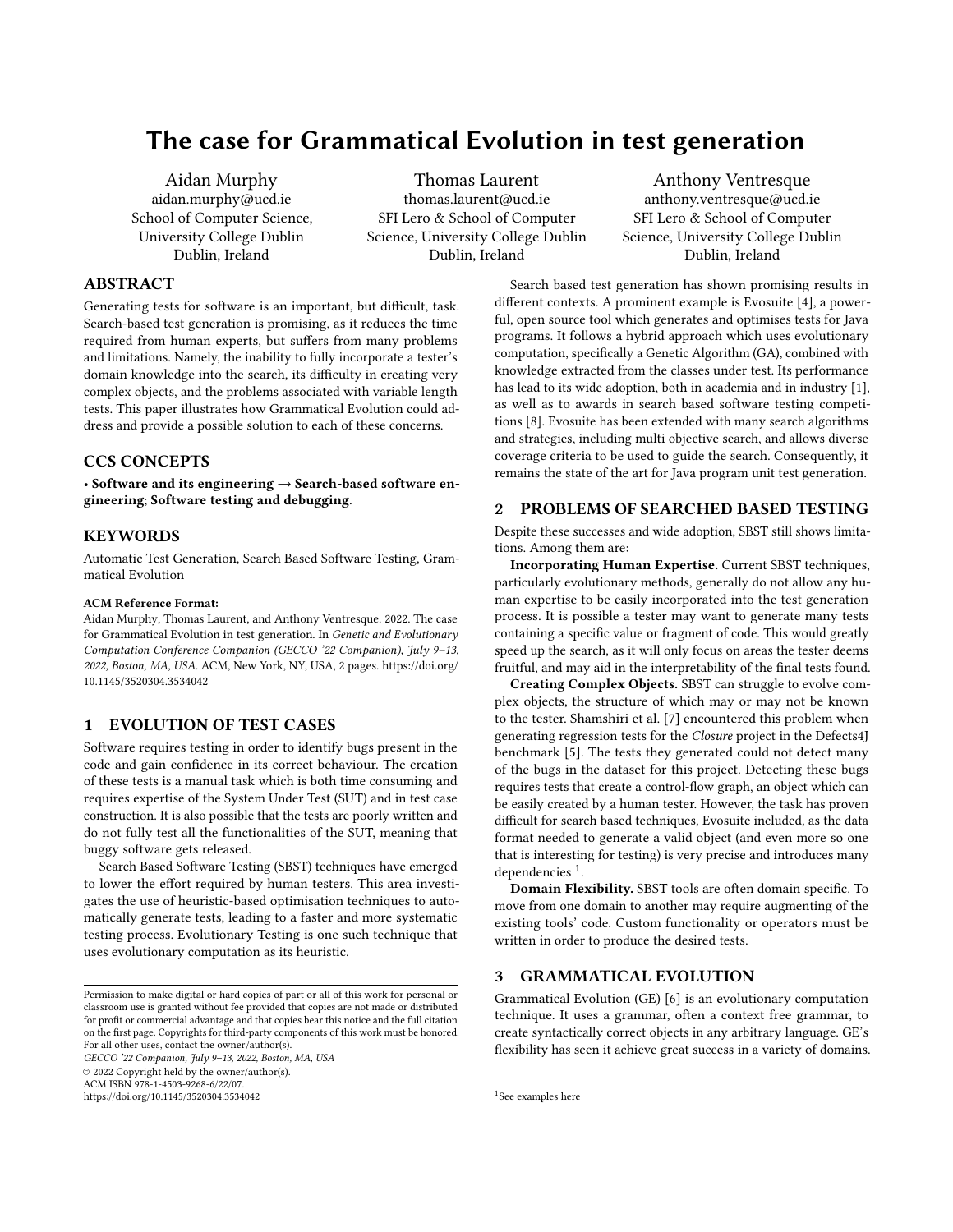# The case for Grammatical Evolution in test generation

Aidan Murphy
aidan.murphy@ucd.ie
School of Computer Science, University College Dublin
Dublin, Ireland

Thomas Laurent
thomas.laurent@ucd.ie
SFI Lero & School of Computer Science, University College Dublin
Dublin, Ireland

Anthony Ventresque
anthony.ventresque@ucd.ie
SFI Lero & School of Computer Science, University College Dublin
Dublin, Ireland

## ABSTRACT

Generating tests for software is an important, but difficult, task. Search-based test generation is promising, as it reduces the time required from human experts, but suffers from many problems and limitations. Namely, the inability to fully incorporate a tester's domain knowledge into the search, its difficulty in creating very complex objects, and the problems associated with variable length tests. This paper illustrates how Grammatical Evolution could address and provide a possible solution to each of these concerns.

## CCS CONCEPTS

• **Software and its engineering** → **Search-based software engineering**; **Software testing and debugging**.

## KEYWORDS

Automatic Test Generation, Search Based Software Testing, Grammatical Evolution

**ACM Reference Format:**
Aidan Murphy, Thomas Laurent, and Anthony Ventresque. 2022. The case for Grammatical Evolution in test generation. In *Genetic and Evolutionary Computation Conference Companion (GECCO '22 Companion), July 9–13, 2022, Boston, MA, USA.* ACM, New York, NY, USA, 2 pages. https://doi.org/10.1145/3520304.3534042

## 1 EVOLUTION OF TEST CASES

Software requires testing in order to identify bugs present in the code and gain confidence in its correct behaviour. The creation of these tests is a manual task which is both time consuming and requires expertise of the System Under Test (SUT) and in test case construction. It is also possible that the tests are poorly written and do not fully test all the functionalities of the SUT, meaning that buggy software gets released.

Search Based Software Testing (SBST) techniques have emerged to lower the effort required by human testers. This area investigates the use of heuristic-based optimisation techniques to automatically generate tests, leading to a faster and more systematic testing process. Evolutionary Testing is one such technique that uses evolutionary computation as its heuristic.

Search based test generation has shown promising results in different contexts. A prominent example is Evosuite [4], a powerful, open source tool which generates and optimises tests for Java programs. It follows a hybrid approach which uses evolutionary computation, specifically a Genetic Algorithm (GA), combined with knowledge extracted from the classes under test. Its performance has lead to its wide adoption, both in academia and in industry [1], as well as to awards in search based software testing competitions [8]. Evosuite has been extended with many search algorithms and strategies, including multi objective search, and allows diverse coverage criteria to be used to guide the search. Consequently, it remains the state of the art for Java program unit test generation.

## 2 PROBLEMS OF SEARCHED BASED TESTING

Despite these successes and wide adoption, SBST still shows limitations. Among them are:

**Incorporating Human Expertise.** Current SBST techniques, particularly evolutionary methods, generally do not allow any human expertise to be easily incorporated into the test generation process. It is possible a tester may want to generate many tests containing a specific value or fragment of code. This would greatly speed up the search, as it will only focus on areas the tester deems fruitful, and may aid in the interpretability of the final tests found.

**Creating Complex Objects.** SBST can struggle to evolve complex objects, the structure of which may or may not be known to the tester. Shamshiri et al. [7] encountered this problem when generating regression tests for the *Closure* project in the Defects4J benchmark [5]. The tests they generated could not detect many of the bugs in the dataset for this project. Detecting these bugs requires tests that create a control-flow graph, an object which can be easily created by a human tester. However, the task has proven difficult for search based techniques, Evosuite included, as the data format needed to generate a valid object (and even more so one that is interesting for testing) is very precise and introduces many dependencies [1].

**Domain Flexibility.** SBST tools are often domain specific. To move from one domain to another may require augmenting of the existing tools' code. Custom functionality or operators must be written in order to produce the desired tests.

## 3 GRAMMATICAL EVOLUTION

Grammatical Evolution (GE) [6] is an evolutionary computation technique. It uses a grammar, often a context free grammar, to create syntactically correct objects in any arbitrary language. GE's flexibility has seen it achieve great success in a variety of domains.

[1] See examples here

Permission to make digital or hard copies of part or all of this work for personal or classroom use is granted without fee provided that copies are not made or distributed for profit or commercial advantage and that copies bear this notice and the full citation on the first page. Copyrights for third-party components of this work must be honored. For all other uses, contact the owner/author(s).
*GECCO '22 Companion, July 9–13, 2022, Boston, MA, USA*
© 2022 Copyright held by the owner/author(s).
ACM ISBN 978-1-4503-9268-6/22/07.
https://doi.org/10.1145/3520304.3534042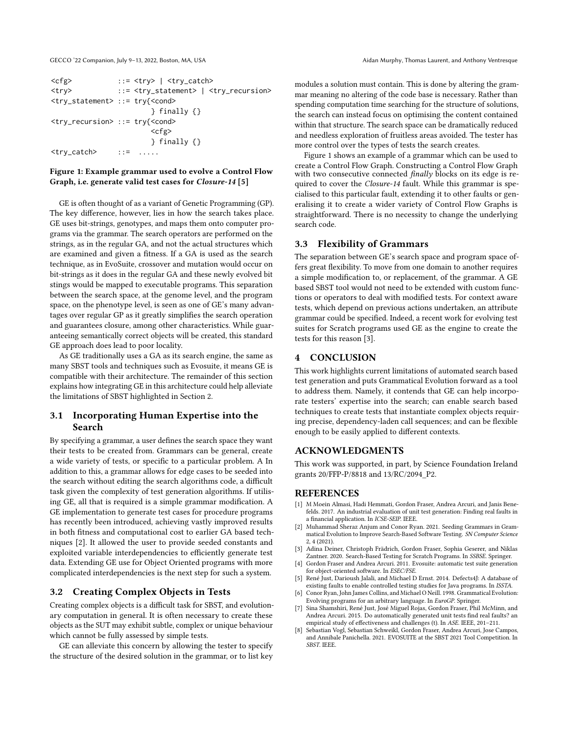```
<cfg>           ::= <try> | <try_catch>
<try>           ::= <try_statement> | <try_recursion>
<try_statement> ::= try{<cond>
                        } finally {}
<try_recursion> ::= try{<cond>
                        <cfg>
                        } finally {}
<try_catch>     ::=  .....
```

**Figure 1: Example grammar used to evolve a Control Flow Graph, i.e. generate valid test cases for *Closure-14* [5]**

GE is often thought of as a variant of Genetic Programming (GP). The key difference, however, lies in how the search takes place. GE uses bit-strings, genotypes, and maps them onto computer programs via the grammar. The search operators are performed on the strings, as in the regular GA, and not the actual structures which are examined and given a fitness. If a GA is used as the search technique, as in EvoSuite, crossover and mutation would occur on bit-strings as it does in the regular GA and these newly evolved bit stings would be mapped to executable programs. This separation between the search space, at the genome level, and the program space, on the phenotype level, is seen as one of GE's many advantages over regular GP as it greatly simplifies the search operation and guarantees closure, among other characteristics. While guaranteeing semantically correct objects will be created, this standard GE approach does lead to poor locality.

As GE traditionally uses a GA as its search engine, the same as many SBST tools and techniques such as Evosuite, it means GE is compatible with their architecture. The remainder of this section explains how integrating GE in this architecture could help alleviate the limitations of SBST highlighted in Section 2.

## 3.1 Incorporating Human Expertise into the Search

By specifying a grammar, a user defines the search space they want their tests to be created from. Grammars can be general, create a wide variety of tests, or specific to a particular problem. A In addition to this, a grammar allows for edge cases to be seeded into the search without editing the search algorithms code, a difficult task given the complexity of test generation algorithms. If utilising GE, all that is required is a simple grammar modification. A GE implementation to generate test cases for procedure programs has recently been introduced, achieving vastly improved results in both fitness and computational cost to earlier GA based techniques [2]. It allowed the user to provide seeded constants and exploited variable interdependencies to efficiently generate test data. Extending GE use for Object Oriented programs with more complicated interdependencies is the next step for such a system.

## 3.2 Creating Complex Objects in Tests

Creating complex objects is a difficult task for SBST, and evolutionary computation in general. It is often necessary to create these objects as the SUT may exhibit subtle, complex or unique behaviour which cannot be fully assessed by simple tests.

GE can alleviate this concern by allowing the tester to specify the structure of the desired solution in the grammar, or to list key modules a solution must contain. This is done by altering the grammar meaning no altering of the code base is necessary. Rather than spending computation time searching for the structure of solutions, the search can instead focus on optimising the content contained within that structure. The search space can be dramatically reduced and needless exploration of fruitless areas avoided. The tester has more control over the types of tests the search creates.

Figure 1 shows an example of a grammar which can be used to create a Control Flow Graph. Constructing a Control Flow Graph with two consecutive connected *finally* blocks on its edge is required to cover the *Closure-14* fault. While this grammar is specialised to this particular fault, extending it to other faults or generalising it to create a wider variety of Control Flow Graphs is straightforward. There is no necessity to change the underlying search code.

## 3.3 Flexibility of Grammars

The separation between GE's search space and program space offers great flexibility. To move from one domain to another requires a simple modification to, or replacement, of the grammar. A GE based SBST tool would not need to be extended with custom functions or operators to deal with modified tests. For context aware tests, which depend on previous actions undertaken, an attribute grammar could be specified. Indeed, a recent work for evolving test suites for Scratch programs used GE as the engine to create the tests for this reason [3].

# 4 CONCLUSION

This work highlights current limitations of automated search based test generation and puts Grammatical Evolution forward as a tool to address them. Namely, it contends that GE can help incorporate testers' expertise into the search; can enable search based techniques to create tests that instantiate complex objects requiring precise, dependency-laden call sequences; and can be flexible enough to be easily applied to different contexts.

# ACKNOWLEDGMENTS

This work was supported, in part, by Science Foundation Ireland grants 20/FFP-P/8818 and 13/RC/2094_P2.

# REFERENCES

[1] M Moein Almasi, Hadi Hemmati, Gordon Fraser, Andrea Arcuri, and Janis Benefelds. 2017. An industrial evaluation of unit test generation: Finding real faults in a financial application. In *ICSE-SEIP*. IEEE.

[2] Muhammad Sheraz Anjum and Conor Ryan. 2021. Seeding Grammars in Grammatical Evolution to Improve Search-Based Software Testing. *SN Computer Science* 2, 4 (2021).

[3] Adina Deiner, Christoph Frädrich, Gordon Fraser, Sophia Geserer, and Niklas Zantner. 2020. Search-Based Testing for Scratch Programs. In *SSBSE*. Springer.

[4] Gordon Fraser and Andrea Arcuri. 2011. Evosuite: automatic test suite generation for object-oriented software. In *ESEC/FSE*.

[5] René Just, Darioush Jalali, and Michael D Ernst. 2014. Defects4J: A database of existing faults to enable controlled testing studies for Java programs. In *ISSTA*.

[6] Conor Ryan, John James Collins, and Michael O Neill. 1998. Grammatical Evolution: Evolving programs for an arbitrary language. In *EuroGP*. Springer.

[7] Sina Shamshiri, René Just, José Miguel Rojas, Gordon Fraser, Phil McMinn, and Andrea Arcuri. 2015. Do automatically generated unit tests find real faults? an empirical study of effectiveness and challenges (t). In *ASE*. IEEE, 201–211.

[8] Sebastian Vogl, Sebastian Schweikl, Gordon Fraser, Andrea Arcuri, Jose Campos, and Annibale Panichella. 2021. EVOSUITE at the SBST 2021 Tool Competition. In *SBST*. IEEE.